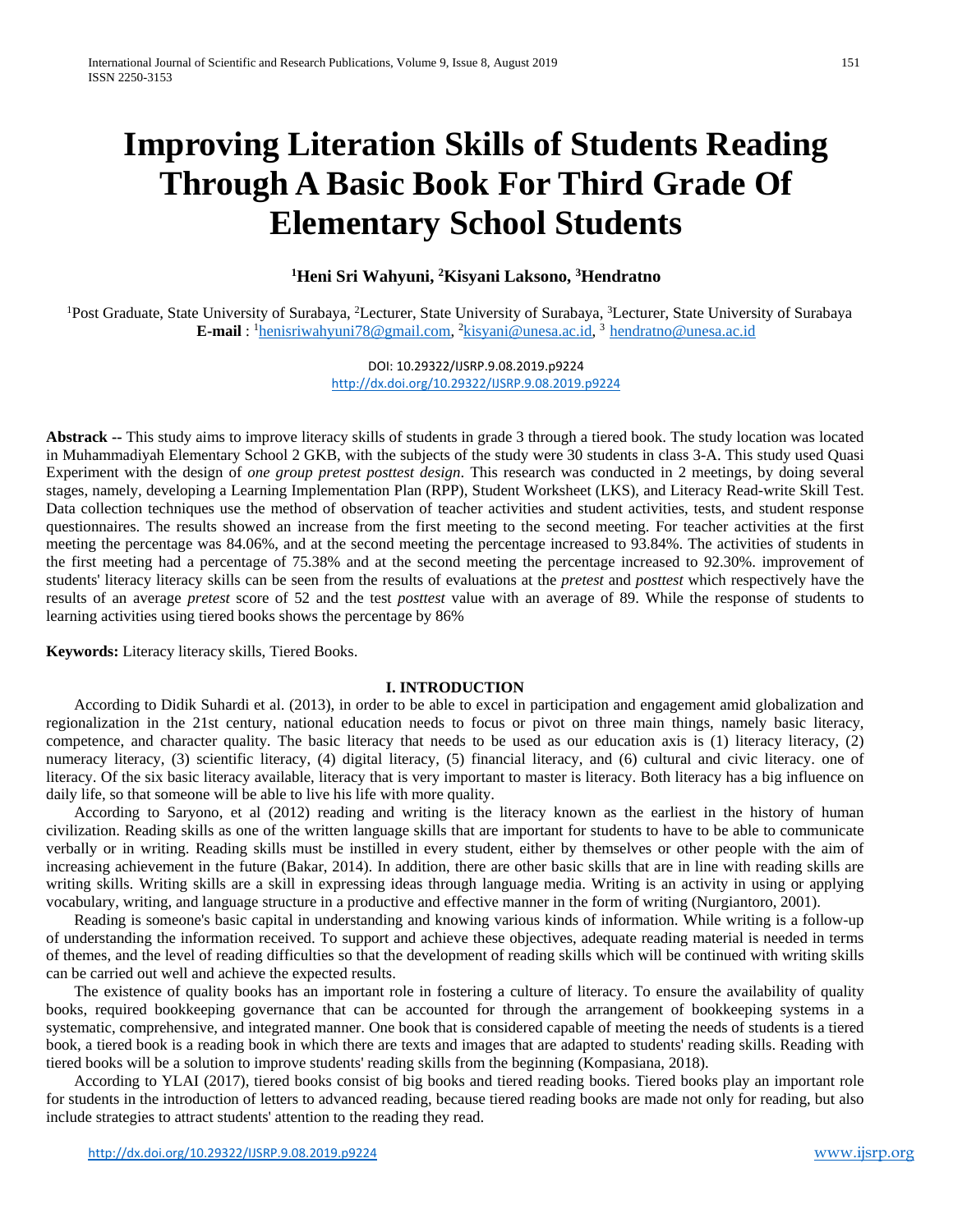# Improving Literation Skills of Students Reading Through A Basic Book For Third Grade Of Elementary School Students

**[1]Heni Sri Wahyuni, [2]Kisyani Laksono, [3]Hendratno**

[1]Post Graduate, State University of Surabaya, [2]Lecturer, State University of Surabaya, [3]Lecturer, State University of Surabaya
**E-mail** : [1]henisriwahyuni78@gmail.com, [2]kisyani@unesa.ac.id, [3] hendratno@unesa.ac.id

DOI: 10.29322/IJSRP.9.08.2019.p9224
http://dx.doi.org/10.29322/IJSRP.9.08.2019.p9224

**Abstrack --** This study aims to improve literacy skills of students in grade 3 through a tiered book. The study location was located in Muhammadiyah Elementary School 2 GKB, with the subjects of the study were 30 students in class 3-A. This study used Quasi Experiment with the design of *one group pretest posttest design*. This research was conducted in 2 meetings, by doing several stages, namely, developing a Learning Implementation Plan (RPP), Student Worksheet (LKS), and Literacy Read-write Skill Test. Data collection techniques use the method of observation of teacher activities and student activities, tests, and student response questionnaires. The results showed an increase from the first meeting to the second meeting. For teacher activities at the first meeting the percentage was 84.06%, and at the second meeting the percentage increased to 93.84%. The activities of students in the first meeting had a percentage of 75.38% and at the second meeting the percentage increased to 92.30%. improvement of students' literacy literacy skills can be seen from the results of evaluations at the *pretest* and *posttest* which respectively have the results of an average *pretest* score of 52 and the test *posttest* value with an average of 89. While the response of students to learning activities using tiered books shows the percentage by 86%

**Keywords:** Literacy literacy skills, Tiered Books.

## I. INTRODUCTION

According to Didik Suhardi et al. (2013), in order to be able to excel in participation and engagement amid globalization and regionalization in the 21st century, national education needs to focus or pivot on three main things, namely basic literacy, competence, and character quality. The basic literacy that needs to be used as our education axis is (1) literacy literacy, (2) numeracy literacy, (3) scientific literacy, (4) digital literacy, (5) financial literacy, and (6) cultural and civic literacy. one of literacy. Of the six basic literacy available, literacy that is very important to master is literacy. Both literacy has a big influence on daily life, so that someone will be able to live his life with more quality.

According to Saryono, et al (2012) reading and writing is the literacy known as the earliest in the history of human civilization. Reading skills as one of the written language skills that are important for students to have to be able to communicate verbally or in writing. Reading skills must be instilled in every student, either by themselves or other people with the aim of increasing achievement in the future (Bakar, 2014). In addition, there are other basic skills that are in line with reading skills are writing skills. Writing skills are a skill in expressing ideas through language media. Writing is an activity in using or applying vocabulary, writing, and language structure in a productive and effective manner in the form of writing (Nurgiantoro, 2001).

Reading is someone's basic capital in understanding and knowing various kinds of information. While writing is a follow-up of understanding the information received. To support and achieve these objectives, adequate reading material is needed in terms of themes, and the level of reading difficulties so that the development of reading skills which will be continued with writing skills can be carried out well and achieve the expected results.

The existence of quality books has an important role in fostering a culture of literacy. To ensure the availability of quality books, required bookkeeping governance that can be accounted for through the arrangement of bookkeeping systems in a systematic, comprehensive, and integrated manner. One book that is considered capable of meeting the needs of students is a tiered book, a tiered book is a reading book in which there are texts and images that are adapted to students' reading skills. Reading with tiered books will be a solution to improve students' reading skills from the beginning (Kompasiana, 2018).

According to YLAI (2017), tiered books consist of big books and tiered reading books. Tiered books play an important role for students in the introduction of letters to advanced reading, because tiered reading books are made not only for reading, but also include strategies to attract students' attention to the reading they read.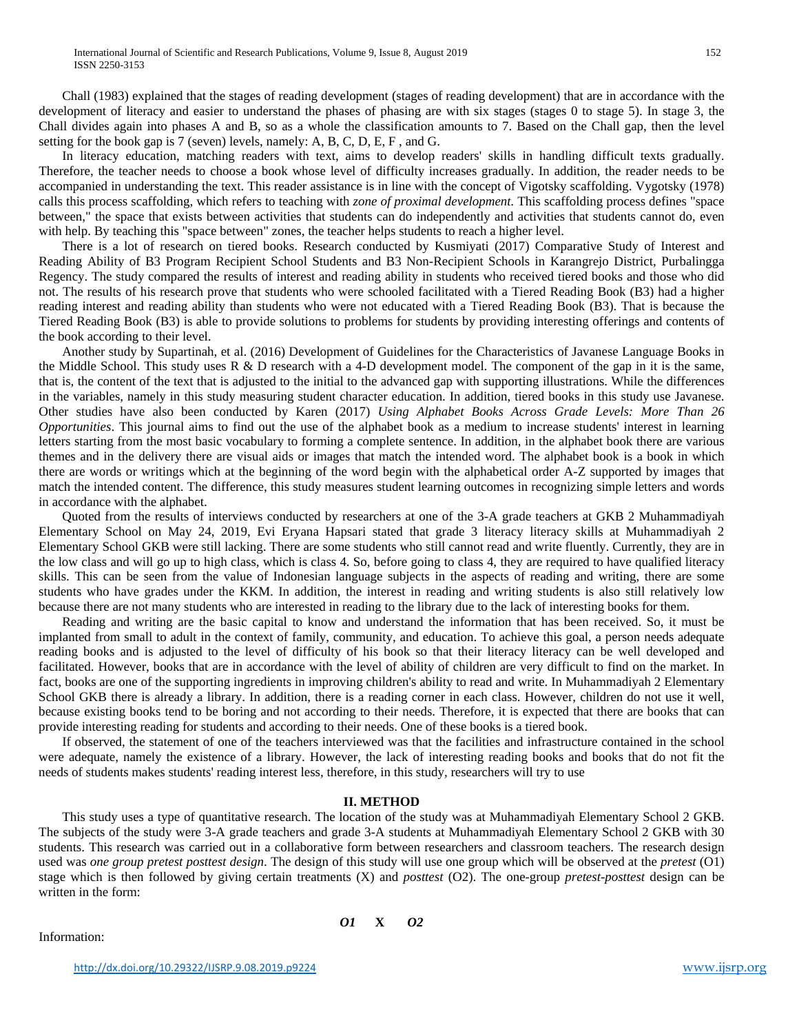Chall (1983) explained that the stages of reading development (stages of reading development) that are in accordance with the development of literacy and easier to understand the phases of phasing are with six stages (stages 0 to stage 5). In stage 3, the Chall divides again into phases A and B, so as a whole the classification amounts to 7. Based on the Chall gap, then the level setting for the book gap is 7 (seven) levels, namely: A, B, C, D, E, F , and G.

In literacy education, matching readers with text, aims to develop readers' skills in handling difficult texts gradually. Therefore, the teacher needs to choose a book whose level of difficulty increases gradually. In addition, the reader needs to be accompanied in understanding the text. This reader assistance is in line with the concept of Vigotsky scaffolding. Vygotsky (1978) calls this process scaffolding, which refers to teaching with *zone of proximal development*. This scaffolding process defines "space between," the space that exists between activities that students can do independently and activities that students cannot do, even with help. By teaching this "space between" zones, the teacher helps students to reach a higher level.

There is a lot of research on tiered books. Research conducted by Kusmiyati (2017) Comparative Study of Interest and Reading Ability of B3 Program Recipient School Students and B3 Non-Recipient Schools in Karangrejo District, Purbalingga Regency. The study compared the results of interest and reading ability in students who received tiered books and those who did not. The results of his research prove that students who were schooled facilitated with a Tiered Reading Book (B3) had a higher reading interest and reading ability than students who were not educated with a Tiered Reading Book (B3). That is because the Tiered Reading Book (B3) is able to provide solutions to problems for students by providing interesting offerings and contents of the book according to their level.

Another study by Supartinah, et al. (2016) Development of Guidelines for the Characteristics of Javanese Language Books in the Middle School. This study uses R & D research with a 4-D development model. The component of the gap in it is the same, that is, the content of the text that is adjusted to the initial to the advanced gap with supporting illustrations. While the differences in the variables, namely in this study measuring student character education. In addition, tiered books in this study use Javanese. Other studies have also been conducted by Karen (2017) *Using Alphabet Books Across Grade Levels: More Than 26 Opportunities*. This journal aims to find out the use of the alphabet book as a medium to increase students' interest in learning letters starting from the most basic vocabulary to forming a complete sentence. In addition, in the alphabet book there are various themes and in the delivery there are visual aids or images that match the intended word. The alphabet book is a book in which there are words or writings which at the beginning of the word begin with the alphabetical order A-Z supported by images that match the intended content. The difference, this study measures student learning outcomes in recognizing simple letters and words in accordance with the alphabet.

Quoted from the results of interviews conducted by researchers at one of the 3-A grade teachers at GKB 2 Muhammadiyah Elementary School on May 24, 2019, Evi Eryana Hapsari stated that grade 3 literacy literacy skills at Muhammadiyah 2 Elementary School GKB were still lacking. There are some students who still cannot read and write fluently. Currently, they are in the low class and will go up to high class, which is class 4. So, before going to class 4, they are required to have qualified literacy skills. This can be seen from the value of Indonesian language subjects in the aspects of reading and writing, there are some students who have grades under the KKM. In addition, the interest in reading and writing students is also still relatively low because there are not many students who are interested in reading to the library due to the lack of interesting books for them.

Reading and writing are the basic capital to know and understand the information that has been received. So, it must be implanted from small to adult in the context of family, community, and education. To achieve this goal, a person needs adequate reading books and is adjusted to the level of difficulty of his book so that their literacy literacy can be well developed and facilitated. However, books that are in accordance with the level of ability of children are very difficult to find on the market. In fact, books are one of the supporting ingredients in improving children's ability to read and write. In Muhammadiyah 2 Elementary School GKB there is already a library. In addition, there is a reading corner in each class. However, children do not use it well, because existing books tend to be boring and not according to their needs. Therefore, it is expected that there are books that can provide interesting reading for students and according to their needs. One of these books is a tiered book.

If observed, the statement of one of the teachers interviewed was that the facilities and infrastructure contained in the school were adequate, namely the existence of a library. However, the lack of interesting reading books and books that do not fit the needs of students makes students' reading interest less, therefore, in this study, researchers will try to use

## II. METHOD

This study uses a type of quantitative research. The location of the study was at Muhammadiyah Elementary School 2 GKB. The subjects of the study were 3-A grade teachers and grade 3-A students at Muhammadiyah Elementary School 2 GKB with 30 students. This research was carried out in a collaborative form between researchers and classroom teachers. The research design used was *one group pretest posttest design*. The design of this study will use one group which will be observed at the *pretest* (O1) stage which is then followed by giving certain treatments (X) and *posttest* (O2). The one-group *pretest-posttest* design can be written in the form:

***O1* X *O2***

Information: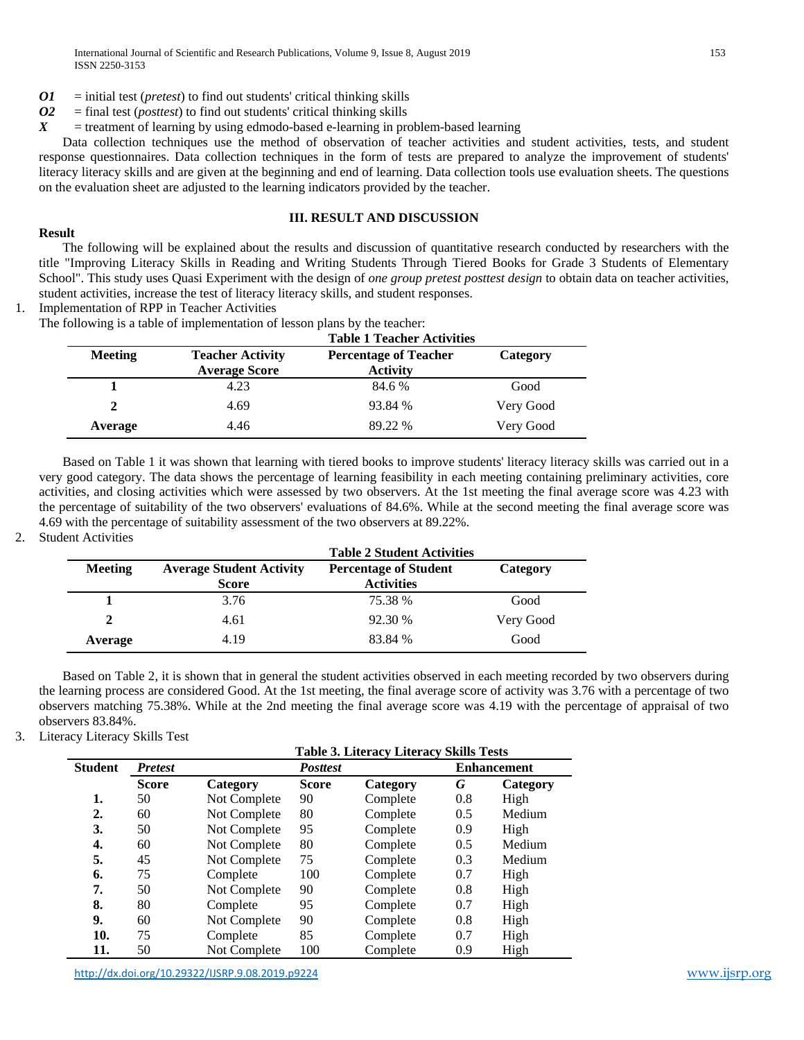***O1*** = initial test (*pretest*) to find out students' critical thinking skills

***O2*** = final test (*posttest*) to find out students' critical thinking skills

***X*** = treatment of learning by using edmodo-based e-learning in problem-based learning

Data collection techniques use the method of observation of teacher activities and student activities, tests, and student response questionnaires. Data collection techniques in the form of tests are prepared to analyze the improvement of students' literacy literacy skills and are given at the beginning and end of learning. Data collection tools use evaluation sheets. The questions on the evaluation sheet are adjusted to the learning indicators provided by the teacher.

## III. RESULT AND DISCUSSION

### Result

The following will be explained about the results and discussion of quantitative research conducted by researchers with the title "Improving Literacy Skills in Reading and Writing Students Through Tiered Books for Grade 3 Students of Elementary School". This study uses Quasi Experiment with the design of *one group pretest posttest design* to obtain data on teacher activities, student activities, increase the test of literacy literacy skills, and student responses.

1. Implementation of RPP in Teacher Activities

The following is a table of implementation of lesson plans by the teacher:

**Table 1 Teacher Activities**

| Meeting | Teacher Activity Average Score | Percentage of Teacher Activity | Category |
|---|---|---|---|
| **1** | 4.23 | 84.6 % | Good |
| **2** | 4.69 | 93.84 % | Very Good |
| **Average** | 4.46 | 89.22 % | Very Good |

Based on Table 1 it was shown that learning with tiered books to improve students' literacy literacy skills was carried out in a very good category. The data shows the percentage of learning feasibility in each meeting containing preliminary activities, core activities, and closing activities which were assessed by two observers. At the 1st meeting the final average score was 4.23 with the percentage of suitability of the two observers' evaluations of 84.6%. While at the second meeting the final average score was 4.69 with the percentage of suitability assessment of the two observers at 89.22%.

2. Student Activities

**Table 2 Student Activities**

| Meeting | Average Student Activity Score | Percentage of Student Activities | Category |
|---|---|---|---|
| **1** | 3.76 | 75.38 % | Good |
| **2** | 4.61 | 92.30 % | Very Good |
| **Average** | 4.19 | 83.84 % | Good |

Based on Table 2, it is shown that in general the student activities observed in each meeting recorded by two observers during the learning process are considered Good. At the 1st meeting, the final average score of activity was 3.76 with a percentage of two observers matching 75.38%. While at the 2nd meeting the final average score was 4.19 with the percentage of appraisal of two observers 83.84%.

3. Literacy Literacy Skills Test

**Table 3. Literacy Literacy Skills Tests**

| Student | *Pretest* | | *Posttest* | | Enhancement | |
|---|---|---|---|---|---|---|
| | **Score** | **Category** | **Score** | **Category** | ***G*** | **Category** |
| **1.** | 50 | Not Complete | 90 | Complete | 0.8 | High |
| **2.** | 60 | Not Complete | 80 | Complete | 0.5 | Medium |
| **3.** | 50 | Not Complete | 95 | Complete | 0.9 | High |
| **4.** | 60 | Not Complete | 80 | Complete | 0.5 | Medium |
| **5.** | 45 | Not Complete | 75 | Complete | 0.3 | Medium |
| **6.** | 75 | Complete | 100 | Complete | 0.7 | High |
| **7.** | 50 | Not Complete | 90 | Complete | 0.8 | High |
| **8.** | 80 | Complete | 95 | Complete | 0.7 | High |
| **9.** | 60 | Not Complete | 90 | Complete | 0.8 | High |
| **10.** | 75 | Complete | 85 | Complete | 0.7 | High |
| **11.** | 50 | Not Complete | 100 | Complete | 0.9 | High |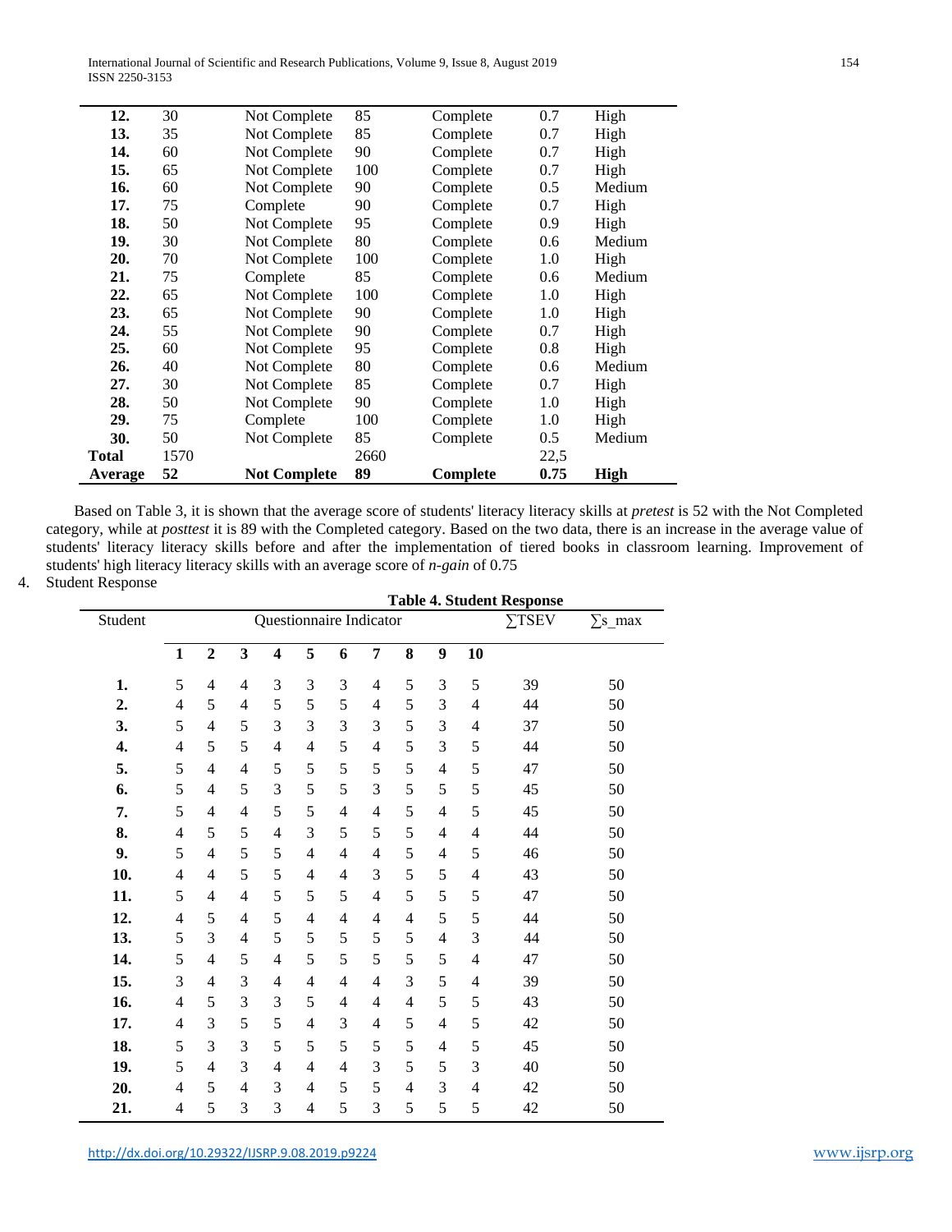| | | | | | | |
|---|---|---|---|---|---|---|
| **12.** | 30 | Not Complete | 85 | Complete | 0.7 | High |
| **13.** | 35 | Not Complete | 85 | Complete | 0.7 | High |
| **14.** | 60 | Not Complete | 90 | Complete | 0.7 | High |
| **15.** | 65 | Not Complete | 100 | Complete | 0.7 | High |
| **16.** | 60 | Not Complete | 90 | Complete | 0.5 | Medium |
| **17.** | 75 | Complete | 90 | Complete | 0.7 | High |
| **18.** | 50 | Not Complete | 95 | Complete | 0.9 | High |
| **19.** | 30 | Not Complete | 80 | Complete | 0.6 | Medium |
| **20.** | 70 | Not Complete | 100 | Complete | 1.0 | High |
| **21.** | 75 | Complete | 85 | Complete | 0.6 | Medium |
| **22.** | 65 | Not Complete | 100 | Complete | 1.0 | High |
| **23.** | 65 | Not Complete | 90 | Complete | 1.0 | High |
| **24.** | 55 | Not Complete | 90 | Complete | 0.7 | High |
| **25.** | 60 | Not Complete | 95 | Complete | 0.8 | High |
| **26.** | 40 | Not Complete | 80 | Complete | 0.6 | Medium |
| **27.** | 30 | Not Complete | 85 | Complete | 0.7 | High |
| **28.** | 50 | Not Complete | 90 | Complete | 1.0 | High |
| **29.** | 75 | Complete | 100 | Complete | 1.0 | High |
| **30.** | 50 | Not Complete | 85 | Complete | 0.5 | Medium |
| **Total** | 1570 | | 2660 | | 22,5 | |
| **Average** | **52** | **Not Complete** | **89** | **Complete** | **0.75** | **High** |

Based on Table 3, it is shown that the average score of students' literacy literacy skills at *pretest* is 52 with the Not Completed category, while at *posttest* it is 89 with the Completed category. Based on the two data, there is an increase in the average value of students' literacy literacy skills before and after the implementation of tiered books in classroom learning. Improvement of students' high literacy literacy skills with an average score of *n-gain* of 0.75

4. Student Response

**Table 4. Student Response**

| Student | Questionnaire Indicator | | | | | | | | | | ∑TSEV | ∑s_max |
|---|---|---|---|---|---|---|---|---|---|---|---|---|
| | **1** | **2** | **3** | **4** | **5** | **6** | **7** | **8** | **9** | **10** | | |
| **1.** | 5 | 4 | 4 | 3 | 3 | 3 | 4 | 5 | 3 | 5 | 39 | 50 |
| **2.** | 4 | 5 | 4 | 5 | 5 | 5 | 4 | 5 | 3 | 4 | 44 | 50 |
| **3.** | 5 | 4 | 5 | 3 | 3 | 3 | 3 | 5 | 3 | 4 | 37 | 50 |
| **4.** | 4 | 5 | 5 | 4 | 4 | 5 | 4 | 5 | 3 | 5 | 44 | 50 |
| **5.** | 5 | 4 | 4 | 5 | 5 | 5 | 5 | 5 | 4 | 5 | 47 | 50 |
| **6.** | 5 | 4 | 5 | 3 | 5 | 5 | 3 | 5 | 5 | 5 | 45 | 50 |
| **7.** | 5 | 4 | 4 | 5 | 5 | 4 | 4 | 5 | 4 | 5 | 45 | 50 |
| **8.** | 4 | 5 | 5 | 4 | 3 | 5 | 5 | 5 | 4 | 4 | 44 | 50 |
| **9.** | 5 | 4 | 5 | 5 | 4 | 4 | 4 | 5 | 4 | 5 | 46 | 50 |
| **10.** | 4 | 4 | 5 | 5 | 4 | 4 | 3 | 5 | 5 | 4 | 43 | 50 |
| **11.** | 5 | 4 | 4 | 5 | 5 | 5 | 4 | 5 | 5 | 5 | 47 | 50 |
| **12.** | 4 | 5 | 4 | 5 | 4 | 4 | 4 | 4 | 5 | 5 | 44 | 50 |
| **13.** | 5 | 3 | 4 | 5 | 5 | 5 | 5 | 5 | 4 | 3 | 44 | 50 |
| **14.** | 5 | 4 | 5 | 4 | 5 | 5 | 5 | 5 | 5 | 4 | 47 | 50 |
| **15.** | 3 | 4 | 3 | 4 | 4 | 4 | 4 | 3 | 5 | 4 | 39 | 50 |
| **16.** | 4 | 5 | 3 | 3 | 5 | 4 | 4 | 4 | 5 | 5 | 43 | 50 |
| **17.** | 4 | 3 | 5 | 5 | 4 | 3 | 4 | 5 | 4 | 5 | 42 | 50 |
| **18.** | 5 | 3 | 3 | 5 | 5 | 5 | 5 | 5 | 4 | 5 | 45 | 50 |
| **19.** | 5 | 4 | 3 | 4 | 4 | 4 | 3 | 5 | 5 | 3 | 40 | 50 |
| **20.** | 4 | 5 | 4 | 3 | 4 | 5 | 5 | 4 | 3 | 4 | 42 | 50 |
| **21.** | 4 | 5 | 3 | 3 | 4 | 5 | 3 | 5 | 5 | 5 | 42 | 50 |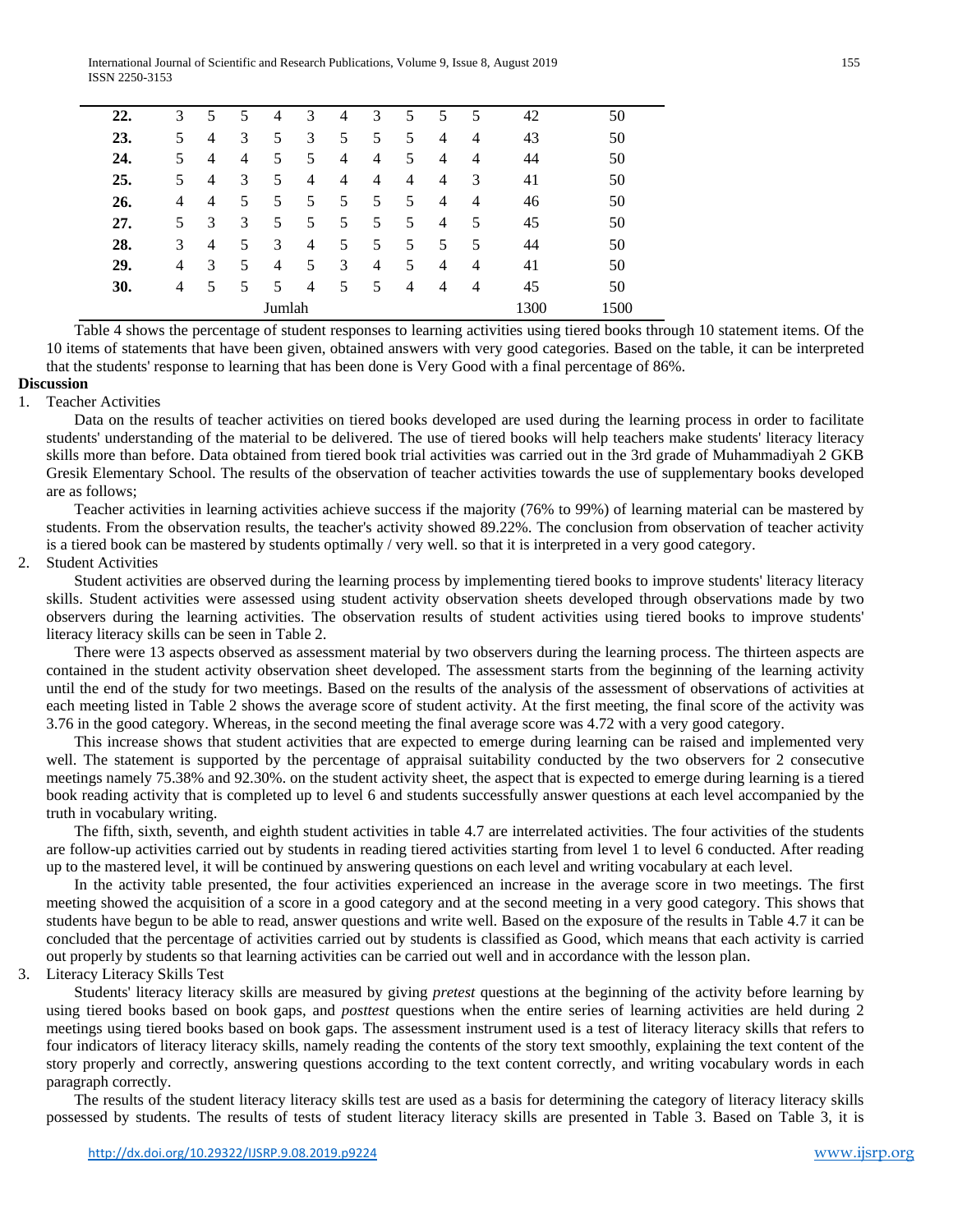| | | | | | | | | | | | | |
|---|---|---|---|---|---|---|---|---|---|---|---|---|
| **22.** | 3 | 5 | 5 | 4 | 3 | 4 | 3 | 5 | 5 | 5 | 42 | 50 |
| **23.** | 5 | 4 | 3 | 5 | 3 | 5 | 5 | 5 | 4 | 4 | 43 | 50 |
| **24.** | 5 | 4 | 4 | 5 | 5 | 4 | 4 | 5 | 4 | 4 | 44 | 50 |
| **25.** | 5 | 4 | 3 | 5 | 4 | 4 | 4 | 4 | 4 | 3 | 41 | 50 |
| **26.** | 4 | 4 | 5 | 5 | 5 | 5 | 5 | 5 | 4 | 4 | 46 | 50 |
| **27.** | 5 | 3 | 3 | 5 | 5 | 5 | 5 | 5 | 4 | 5 | 45 | 50 |
| **28.** | 3 | 4 | 5 | 3 | 4 | 5 | 5 | 5 | 5 | 5 | 44 | 50 |
| **29.** | 4 | 3 | 5 | 4 | 5 | 3 | 4 | 5 | 4 | 4 | 41 | 50 |
| **30.** | 4 | 5 | 5 | 5 | 4 | 5 | 5 | 4 | 4 | 4 | 45 | 50 |
| Jumlah | | | | | | | | | | | 1300 | 1500 |

Table 4 shows the percentage of student responses to learning activities using tiered books through 10 statement items. Of the 10 items of statements that have been given, obtained answers with very good categories. Based on the table, it can be interpreted that the students' response to learning that has been done is Very Good with a final percentage of 86%.

**Discussion**

1. Teacher Activities

Data on the results of teacher activities on tiered books developed are used during the learning process in order to facilitate students' understanding of the material to be delivered. The use of tiered books will help teachers make students' literacy literacy skills more than before. Data obtained from tiered book trial activities was carried out in the 3rd grade of Muhammadiyah 2 GKB Gresik Elementary School. The results of the observation of teacher activities towards the use of supplementary books developed are as follows;

Teacher activities in learning activities achieve success if the majority (76% to 99%) of learning material can be mastered by students. From the observation results, the teacher's activity showed 89.22%. The conclusion from observation of teacher activity is a tiered book can be mastered by students optimally / very well. so that it is interpreted in a very good category.

2. Student Activities

Student activities are observed during the learning process by implementing tiered books to improve students' literacy literacy skills. Student activities were assessed using student activity observation sheets developed through observations made by two observers during the learning activities. The observation results of student activities using tiered books to improve students' literacy literacy skills can be seen in Table 2.

There were 13 aspects observed as assessment material by two observers during the learning process. The thirteen aspects are contained in the student activity observation sheet developed. The assessment starts from the beginning of the learning activity until the end of the study for two meetings. Based on the results of the analysis of the assessment of observations of activities at each meeting listed in Table 2 shows the average score of student activity. At the first meeting, the final score of the activity was 3.76 in the good category. Whereas, in the second meeting the final average score was 4.72 with a very good category.

This increase shows that student activities that are expected to emerge during learning can be raised and implemented very well. The statement is supported by the percentage of appraisal suitability conducted by the two observers for 2 consecutive meetings namely 75.38% and 92.30%. on the student activity sheet, the aspect that is expected to emerge during learning is a tiered book reading activity that is completed up to level 6 and students successfully answer questions at each level accompanied by the truth in vocabulary writing.

The fifth, sixth, seventh, and eighth student activities in table 4.7 are interrelated activities. The four activities of the students are follow-up activities carried out by students in reading tiered activities starting from level 1 to level 6 conducted. After reading up to the mastered level, it will be continued by answering questions on each level and writing vocabulary at each level.

In the activity table presented, the four activities experienced an increase in the average score in two meetings. The first meeting showed the acquisition of a score in a good category and at the second meeting in a very good category. This shows that students have begun to be able to read, answer questions and write well. Based on the exposure of the results in Table 4.7 it can be concluded that the percentage of activities carried out by students is classified as Good, which means that each activity is carried out properly by students so that learning activities can be carried out well and in accordance with the lesson plan.

3. Literacy Literacy Skills Test

Students' literacy literacy skills are measured by giving *pretest* questions at the beginning of the activity before learning by using tiered books based on book gaps, and *posttest* questions when the entire series of learning activities are held during 2 meetings using tiered books based on book gaps. The assessment instrument used is a test of literacy literacy skills that refers to four indicators of literacy literacy skills, namely reading the contents of the story text smoothly, explaining the text content of the story properly and correctly, answering questions according to the text content correctly, and writing vocabulary words in each paragraph correctly.

The results of the student literacy literacy skills test are used as a basis for determining the category of literacy literacy skills possessed by students. The results of tests of student literacy literacy skills are presented in Table 3. Based on Table 3, it is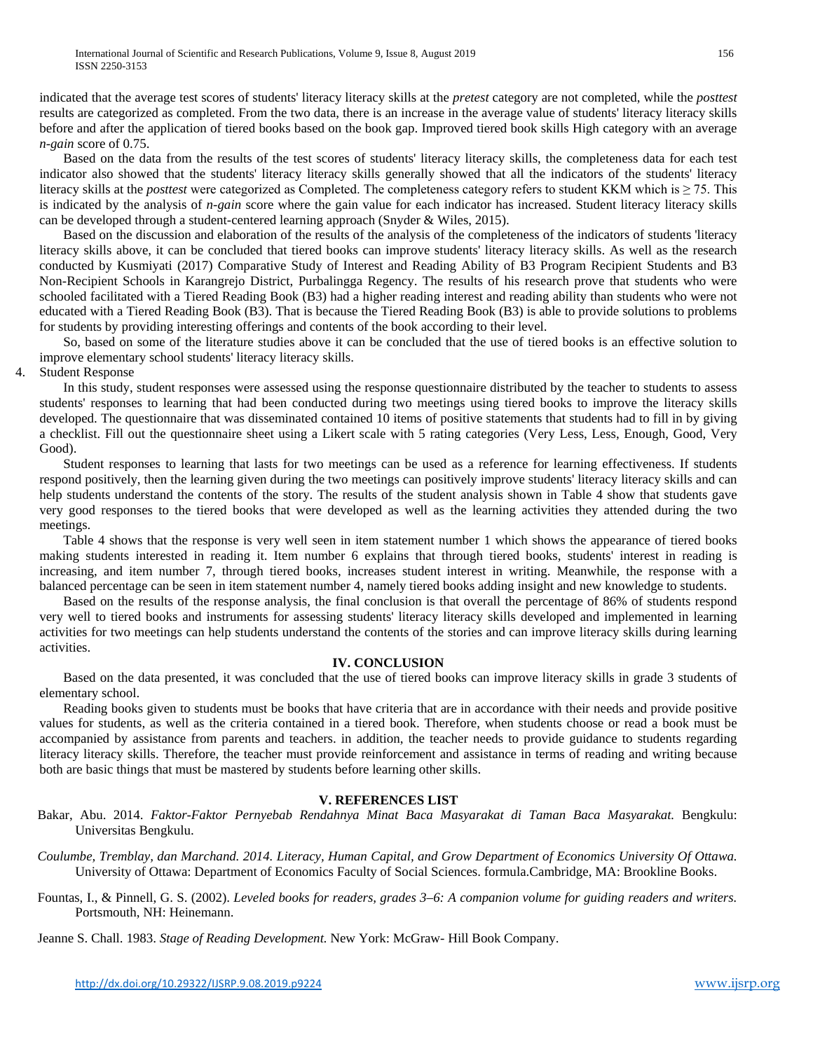indicated that the average test scores of students' literacy literacy skills at the *pretest* category are not completed, while the *posttest* results are categorized as completed. From the two data, there is an increase in the average value of students' literacy literacy skills before and after the application of tiered books based on the book gap. Improved tiered book skills High category with an average *n-gain* score of 0.75.

Based on the data from the results of the test scores of students' literacy literacy skills, the completeness data for each test indicator also showed that the students' literacy literacy skills generally showed that all the indicators of the students' literacy literacy skills at the *posttest* were categorized as Completed. The completeness category refers to student KKM which is ≥ 75. This is indicated by the analysis of *n-gain* score where the gain value for each indicator has increased. Student literacy literacy skills can be developed through a student-centered learning approach (Snyder & Wiles, 2015).

Based on the discussion and elaboration of the results of the analysis of the completeness of the indicators of students 'literacy literacy skills above, it can be concluded that tiered books can improve students' literacy literacy skills. As well as the research conducted by Kusmiyati (2017) Comparative Study of Interest and Reading Ability of B3 Program Recipient Students and B3 Non-Recipient Schools in Karangrejo District, Purbalingga Regency. The results of his research prove that students who were schooled facilitated with a Tiered Reading Book (B3) had a higher reading interest and reading ability than students who were not educated with a Tiered Reading Book (B3). That is because the Tiered Reading Book (B3) is able to provide solutions to problems for students by providing interesting offerings and contents of the book according to their level.

So, based on some of the literature studies above it can be concluded that the use of tiered books is an effective solution to improve elementary school students' literacy literacy skills.

4. Student Response

In this study, student responses were assessed using the response questionnaire distributed by the teacher to students to assess students' responses to learning that had been conducted during two meetings using tiered books to improve the literacy skills developed. The questionnaire that was disseminated contained 10 items of positive statements that students had to fill in by giving a checklist. Fill out the questionnaire sheet using a Likert scale with 5 rating categories (Very Less, Less, Enough, Good, Very Good).

Student responses to learning that lasts for two meetings can be used as a reference for learning effectiveness. If students respond positively, then the learning given during the two meetings can positively improve students' literacy literacy skills and can help students understand the contents of the story. The results of the student analysis shown in Table 4 show that students gave very good responses to the tiered books that were developed as well as the learning activities they attended during the two meetings.

Table 4 shows that the response is very well seen in item statement number 1 which shows the appearance of tiered books making students interested in reading it. Item number 6 explains that through tiered books, students' interest in reading is increasing, and item number 7, through tiered books, increases student interest in writing. Meanwhile, the response with a balanced percentage can be seen in item statement number 4, namely tiered books adding insight and new knowledge to students.

Based on the results of the response analysis, the final conclusion is that overall the percentage of 86% of students respond very well to tiered books and instruments for assessing students' literacy literacy skills developed and implemented in learning activities for two meetings can help students understand the contents of the stories and can improve literacy skills during learning activities.

## IV. CONCLUSION

Based on the data presented, it was concluded that the use of tiered books can improve literacy skills in grade 3 students of elementary school.

Reading books given to students must be books that have criteria that are in accordance with their needs and provide positive values for students, as well as the criteria contained in a tiered book. Therefore, when students choose or read a book must be accompanied by assistance from parents and teachers. in addition, the teacher needs to provide guidance to students regarding literacy literacy skills. Therefore, the teacher must provide reinforcement and assistance in terms of reading and writing because both are basic things that must be mastered by students before learning other skills.

## V. REFERENCES LIST

Bakar, Abu. 2014. *Faktor-Faktor Pernyebab Rendahnya Minat Baca Masyarakat di Taman Baca Masyarakat.* Bengkulu: Universitas Bengkulu.

*Coulumbe, Tremblay, dan Marchand. 2014. Literacy, Human Capital, and Grow Department of Economics University Of Ottawa.* University of Ottawa: Department of Economics Faculty of Social Sciences. formula.Cambridge, MA: Brookline Books.

Fountas, I., & Pinnell, G. S. (2002). *Leveled books for readers, grades 3–6: A companion volume for guiding readers and writers.* Portsmouth, NH: Heinemann.

Jeanne S. Chall. 1983. *Stage of Reading Development.* New York: McGraw- Hill Book Company.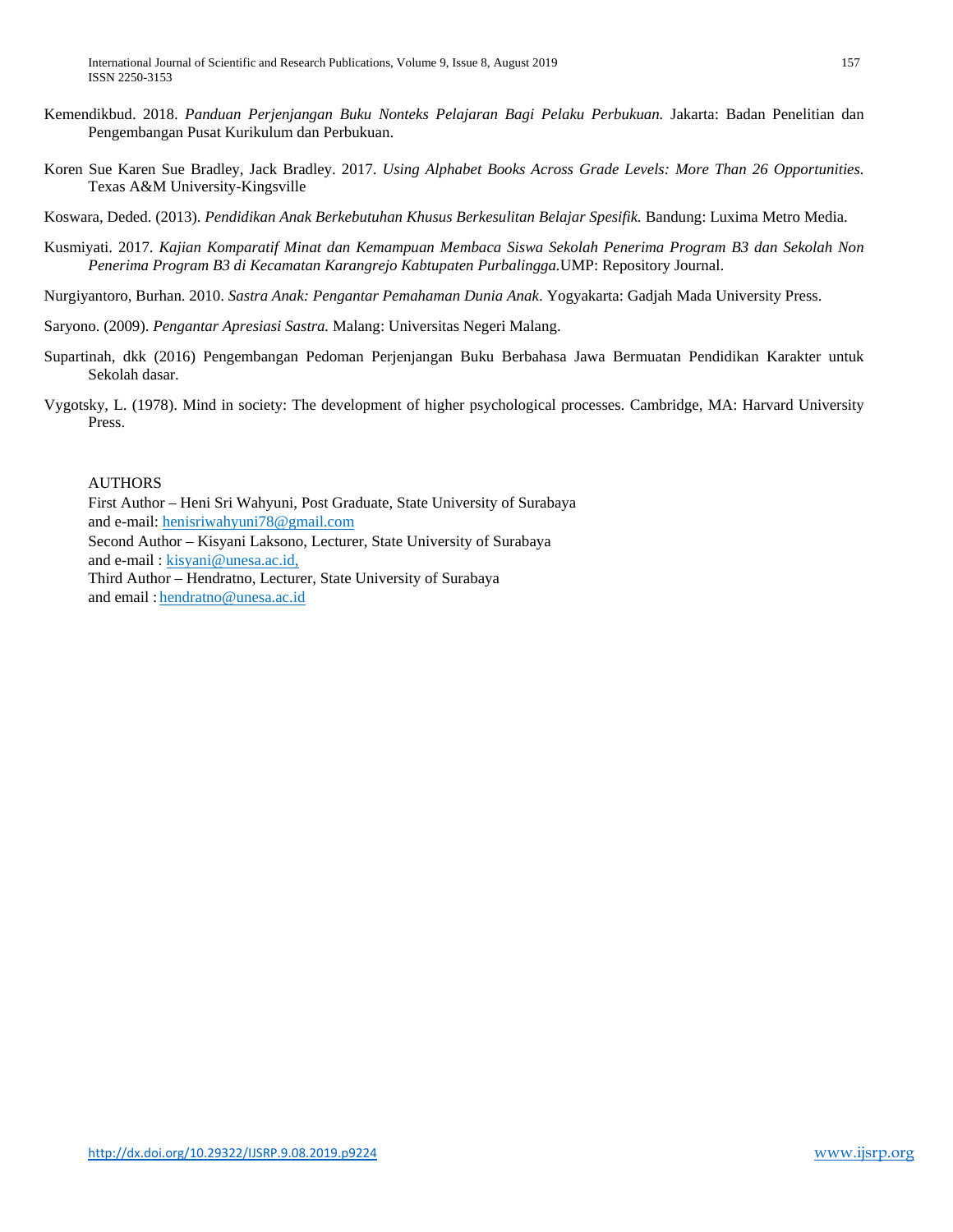Kemendikbud. 2018. *Panduan Perjenjangan Buku Nonteks Pelajaran Bagi Pelaku Perbukuan.* Jakarta: Badan Penelitian dan Pengembangan Pusat Kurikulum dan Perbukuan.

Koren Sue Karen Sue Bradley, Jack Bradley. 2017. *Using Alphabet Books Across Grade Levels: More Than 26 Opportunities.* Texas A&M University-Kingsville

Koswara, Deded. (2013). *Pendidikan Anak Berkebutuhan Khusus Berkesulitan Belajar Spesifik.* Bandung: Luxima Metro Media.

Kusmiyati. 2017. *Kajian Komparatif Minat dan Kemampuan Membaca Siswa Sekolah Penerima Program B3 dan Sekolah Non Penerima Program B3 di Kecamatan Karangrejo Kabtupaten Purbalingga.*UMP: Repository Journal.

Nurgiyantoro, Burhan. 2010. *Sastra Anak: Pengantar Pemahaman Dunia Anak*. Yogyakarta: Gadjah Mada University Press.

Saryono. (2009). *Pengantar Apresiasi Sastra.* Malang: Universitas Negeri Malang.

Supartinah, dkk (2016) Pengembangan Pedoman Perjenjangan Buku Berbahasa Jawa Bermuatan Pendidikan Karakter untuk Sekolah dasar.

Vygotsky, L. (1978). Mind in society: The development of higher psychological processes. Cambridge, MA: Harvard University Press.

AUTHORS

First Author – Heni Sri Wahyuni, Post Graduate, State University of Surabaya
and e-mail: henisriwahyuni78@gmail.com

Second Author – Kisyani Laksono, Lecturer, State University of Surabaya
and e-mail : kisyani@unesa.ac.id,

Third Author – Hendratno, Lecturer, State University of Surabaya
and email : hendratno@unesa.ac.id